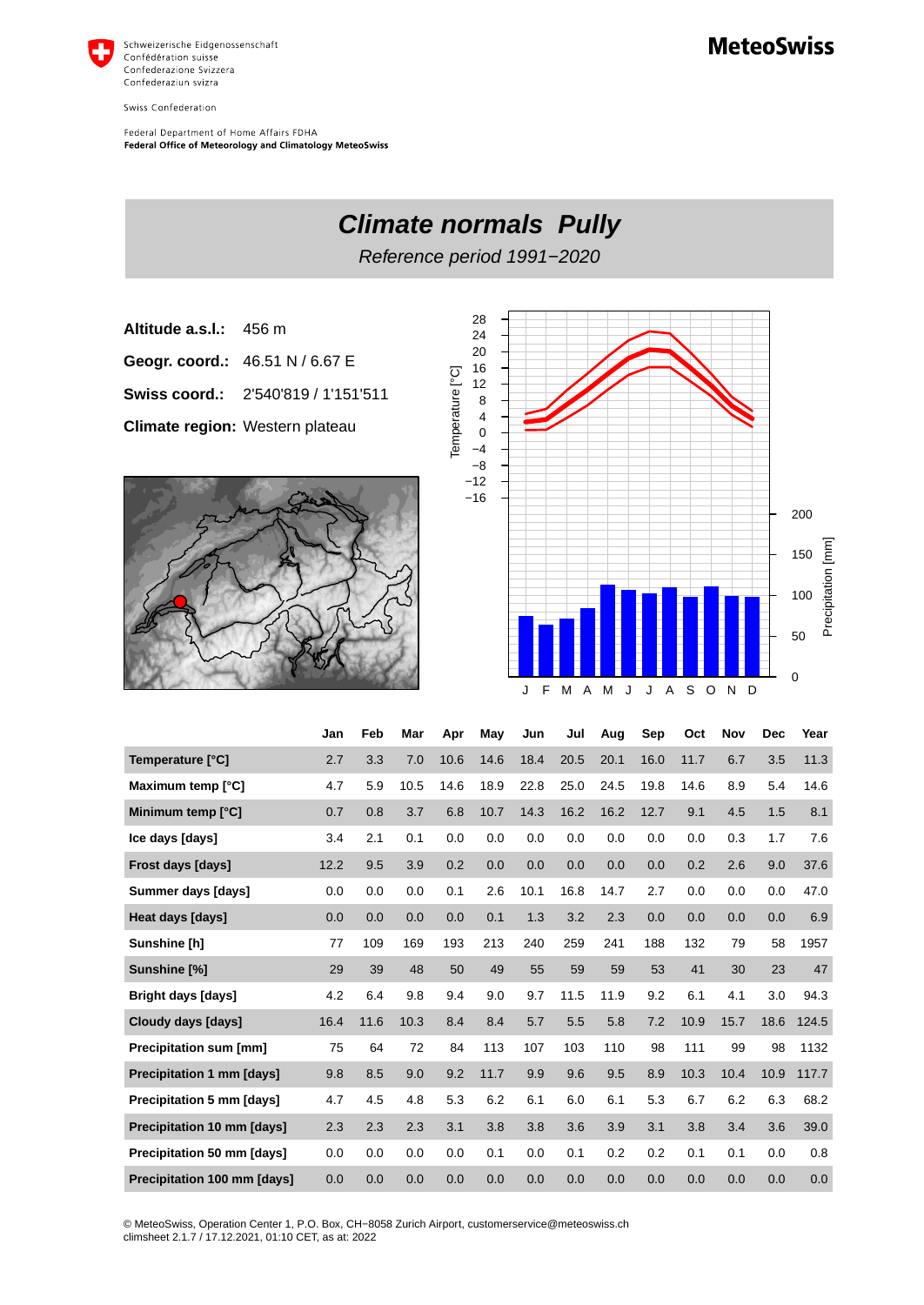Schweizerische Eidgenossenschaft
Confédération suisse
Confederazione Svizzera
Confederaziun svizra

Swiss Confederation

Federal Department of Home Affairs FDHA
**Federal Office of Meteorology and Climatology MeteoSwiss**

**MeteoSwiss**

# *Climate normals Pully*

*Reference period 1991−2020*

**Altitude a.s.l.:** 456 m

**Geogr. coord.:** 46.51 N / 6.67 E

**Swiss coord.:** 2'540'819 / 1'151'511

**Climate region:** Western plateau

Temperature [°C]
28 24 20 16 12 8 4 0 −4 −8 −12 −16

Precipitation [mm]
200 150 100 50 0

J F M A M J J A S O N D

| | Jan | Feb | Mar | Apr | May | Jun | Jul | Aug | Sep | Oct | Nov | Dec | Year |
|---|---|---|---|---|---|---|---|---|---|---|---|---|---|
| **Temperature [°C]** | 2.7 | 3.3 | 7.0 | 10.6 | 14.6 | 18.4 | 20.5 | 20.1 | 16.0 | 11.7 | 6.7 | 3.5 | 11.3 |
| **Maximum temp [°C]** | 4.7 | 5.9 | 10.5 | 14.6 | 18.9 | 22.8 | 25.0 | 24.5 | 19.8 | 14.6 | 8.9 | 5.4 | 14.6 |
| **Minimum temp [°C]** | 0.7 | 0.8 | 3.7 | 6.8 | 10.7 | 14.3 | 16.2 | 16.2 | 12.7 | 9.1 | 4.5 | 1.5 | 8.1 |
| **Ice days [days]** | 3.4 | 2.1 | 0.1 | 0.0 | 0.0 | 0.0 | 0.0 | 0.0 | 0.0 | 0.0 | 0.3 | 1.7 | 7.6 |
| **Frost days [days]** | 12.2 | 9.5 | 3.9 | 0.2 | 0.0 | 0.0 | 0.0 | 0.0 | 0.0 | 0.2 | 2.6 | 9.0 | 37.6 |
| **Summer days [days]** | 0.0 | 0.0 | 0.0 | 0.1 | 2.6 | 10.1 | 16.8 | 14.7 | 2.7 | 0.0 | 0.0 | 0.0 | 47.0 |
| **Heat days [days]** | 0.0 | 0.0 | 0.0 | 0.0 | 0.1 | 1.3 | 3.2 | 2.3 | 0.0 | 0.0 | 0.0 | 0.0 | 6.9 |
| **Sunshine [h]** | 77 | 109 | 169 | 193 | 213 | 240 | 259 | 241 | 188 | 132 | 79 | 58 | 1957 |
| **Sunshine [%]** | 29 | 39 | 48 | 50 | 49 | 55 | 59 | 59 | 53 | 41 | 30 | 23 | 47 |
| **Bright days [days]** | 4.2 | 6.4 | 9.8 | 9.4 | 9.0 | 9.7 | 11.5 | 11.9 | 9.2 | 6.1 | 4.1 | 3.0 | 94.3 |
| **Cloudy days [days]** | 16.4 | 11.6 | 10.3 | 8.4 | 8.4 | 5.7 | 5.5 | 5.8 | 7.2 | 10.9 | 15.7 | 18.6 | 124.5 |
| **Precipitation sum [mm]** | 75 | 64 | 72 | 84 | 113 | 107 | 103 | 110 | 98 | 111 | 99 | 98 | 1132 |
| **Precipitation 1 mm [days]** | 9.8 | 8.5 | 9.0 | 9.2 | 11.7 | 9.9 | 9.6 | 9.5 | 8.9 | 10.3 | 10.4 | 10.9 | 117.7 |
| **Precipitation 5 mm [days]** | 4.7 | 4.5 | 4.8 | 5.3 | 6.2 | 6.1 | 6.0 | 6.1 | 5.3 | 6.7 | 6.2 | 6.3 | 68.2 |
| **Precipitation 10 mm [days]** | 2.3 | 2.3 | 2.3 | 3.1 | 3.8 | 3.8 | 3.6 | 3.9 | 3.1 | 3.8 | 3.4 | 3.6 | 39.0 |
| **Precipitation 50 mm [days]** | 0.0 | 0.0 | 0.0 | 0.0 | 0.1 | 0.0 | 0.1 | 0.2 | 0.2 | 0.1 | 0.1 | 0.0 | 0.8 |
| **Precipitation 100 mm [days]** | 0.0 | 0.0 | 0.0 | 0.0 | 0.0 | 0.0 | 0.0 | 0.0 | 0.0 | 0.0 | 0.0 | 0.0 | 0.0 |

© MeteoSwiss, Operation Center 1, P.O. Box, CH−8058 Zurich Airport, customerservice@meteoswiss.ch
climsheet 2.1.7 / 17.12.2021, 01:10 CET, as at: 2022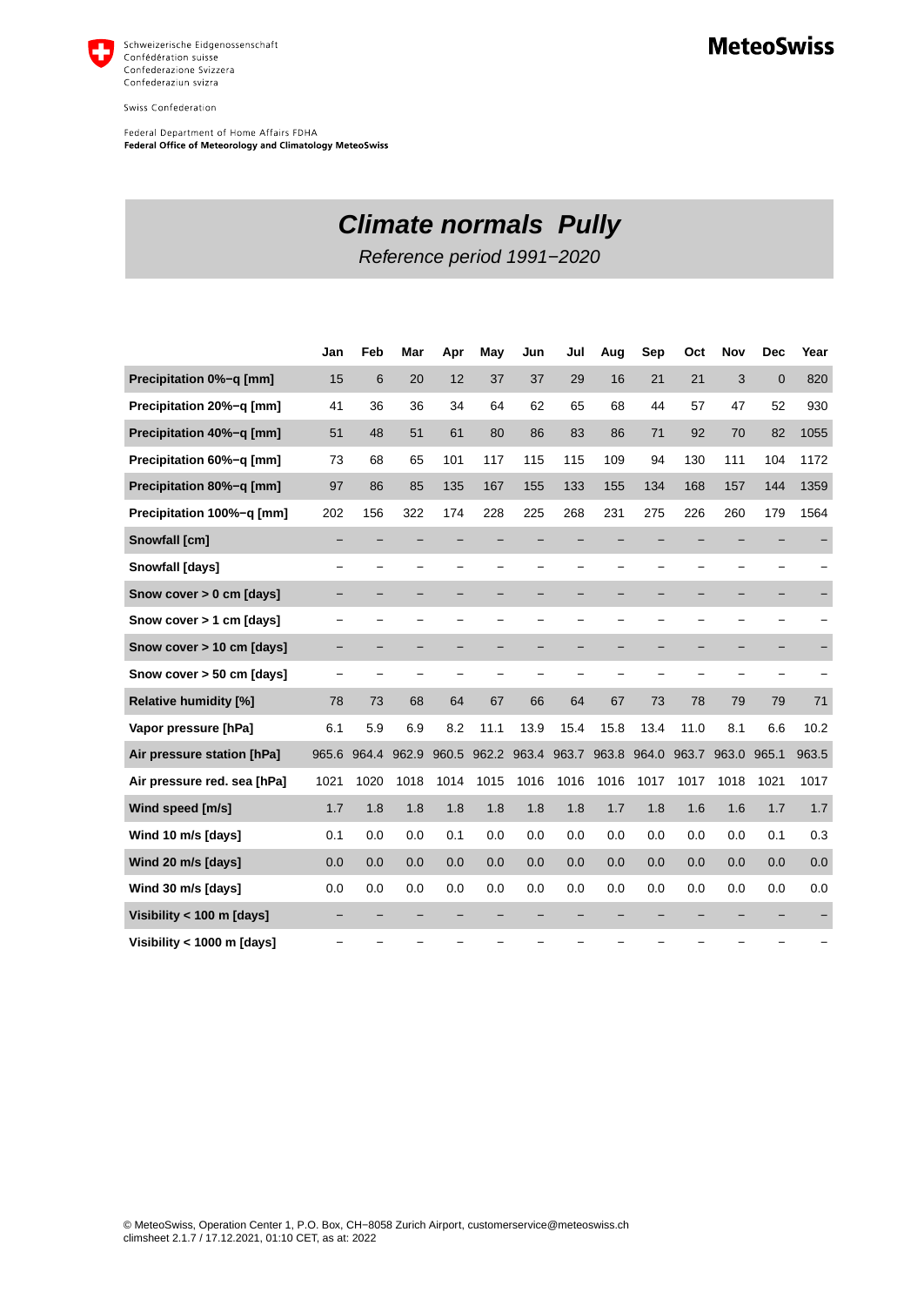Schweizerische Eidgenossenschaft
Confédération suisse
Confederazione Svizzera
Confederaziun svizra

Swiss Confederation

Federal Department of Home Affairs FDHA
**Federal Office of Meteorology and Climatology MeteoSwiss**

**MeteoSwiss**

# *Climate normals Pully*

*Reference period 1991−2020*

| | Jan | Feb | Mar | Apr | May | Jun | Jul | Aug | Sep | Oct | Nov | Dec | Year |
|---|---|---|---|---|---|---|---|---|---|---|---|---|---|
| **Precipitation 0%−q [mm]** | 15 | 6 | 20 | 12 | 37 | 37 | 29 | 16 | 21 | 21 | 3 | 0 | 820 |
| **Precipitation 20%−q [mm]** | 41 | 36 | 36 | 34 | 64 | 62 | 65 | 68 | 44 | 57 | 47 | 52 | 930 |
| **Precipitation 40%−q [mm]** | 51 | 48 | 51 | 61 | 80 | 86 | 83 | 86 | 71 | 92 | 70 | 82 | 1055 |
| **Precipitation 60%−q [mm]** | 73 | 68 | 65 | 101 | 117 | 115 | 115 | 109 | 94 | 130 | 111 | 104 | 1172 |
| **Precipitation 80%−q [mm]** | 97 | 86 | 85 | 135 | 167 | 155 | 133 | 155 | 134 | 168 | 157 | 144 | 1359 |
| **Precipitation 100%−q [mm]** | 202 | 156 | 322 | 174 | 228 | 225 | 268 | 231 | 275 | 226 | 260 | 179 | 1564 |
| **Snowfall [cm]** | − | − | − | − | − | − | − | − | − | − | − | − | − |
| **Snowfall [days]** | − | − | − | − | − | − | − | − | − | − | − | − | − |
| **Snow cover > 0 cm [days]** | − | − | − | − | − | − | − | − | − | − | − | − | − |
| **Snow cover > 1 cm [days]** | − | − | − | − | − | − | − | − | − | − | − | − | − |
| **Snow cover > 10 cm [days]** | − | − | − | − | − | − | − | − | − | − | − | − | − |
| **Snow cover > 50 cm [days]** | − | − | − | − | − | − | − | − | − | − | − | − | − |
| **Relative humidity [%]** | 78 | 73 | 68 | 64 | 67 | 66 | 64 | 67 | 73 | 78 | 79 | 79 | 71 |
| **Vapor pressure [hPa]** | 6.1 | 5.9 | 6.9 | 8.2 | 11.1 | 13.9 | 15.4 | 15.8 | 13.4 | 11.0 | 8.1 | 6.6 | 10.2 |
| **Air pressure station [hPa]** | 965.6 | 964.4 | 962.9 | 960.5 | 962.2 | 963.4 | 963.7 | 963.8 | 964.0 | 963.7 | 963.0 | 965.1 | 963.5 |
| **Air pressure red. sea [hPa]** | 1021 | 1020 | 1018 | 1014 | 1015 | 1016 | 1016 | 1016 | 1017 | 1017 | 1018 | 1021 | 1017 |
| **Wind speed [m/s]** | 1.7 | 1.8 | 1.8 | 1.8 | 1.8 | 1.8 | 1.8 | 1.7 | 1.8 | 1.6 | 1.6 | 1.7 | 1.7 |
| **Wind 10 m/s [days]** | 0.1 | 0.0 | 0.0 | 0.1 | 0.0 | 0.0 | 0.0 | 0.0 | 0.0 | 0.0 | 0.0 | 0.1 | 0.3 |
| **Wind 20 m/s [days]** | 0.0 | 0.0 | 0.0 | 0.0 | 0.0 | 0.0 | 0.0 | 0.0 | 0.0 | 0.0 | 0.0 | 0.0 | 0.0 |
| **Wind 30 m/s [days]** | 0.0 | 0.0 | 0.0 | 0.0 | 0.0 | 0.0 | 0.0 | 0.0 | 0.0 | 0.0 | 0.0 | 0.0 | 0.0 |
| **Visibility < 100 m [days]** | − | − | − | − | − | − | − | − | − | − | − | − | − |
| **Visibility < 1000 m [days]** | − | − | − | − | − | − | − | − | − | − | − | − | − |

© MeteoSwiss, Operation Center 1, P.O. Box, CH−8058 Zurich Airport, customerservice@meteoswiss.ch
climsheet 2.1.7 / 17.12.2021, 01:10 CET, as at: 2022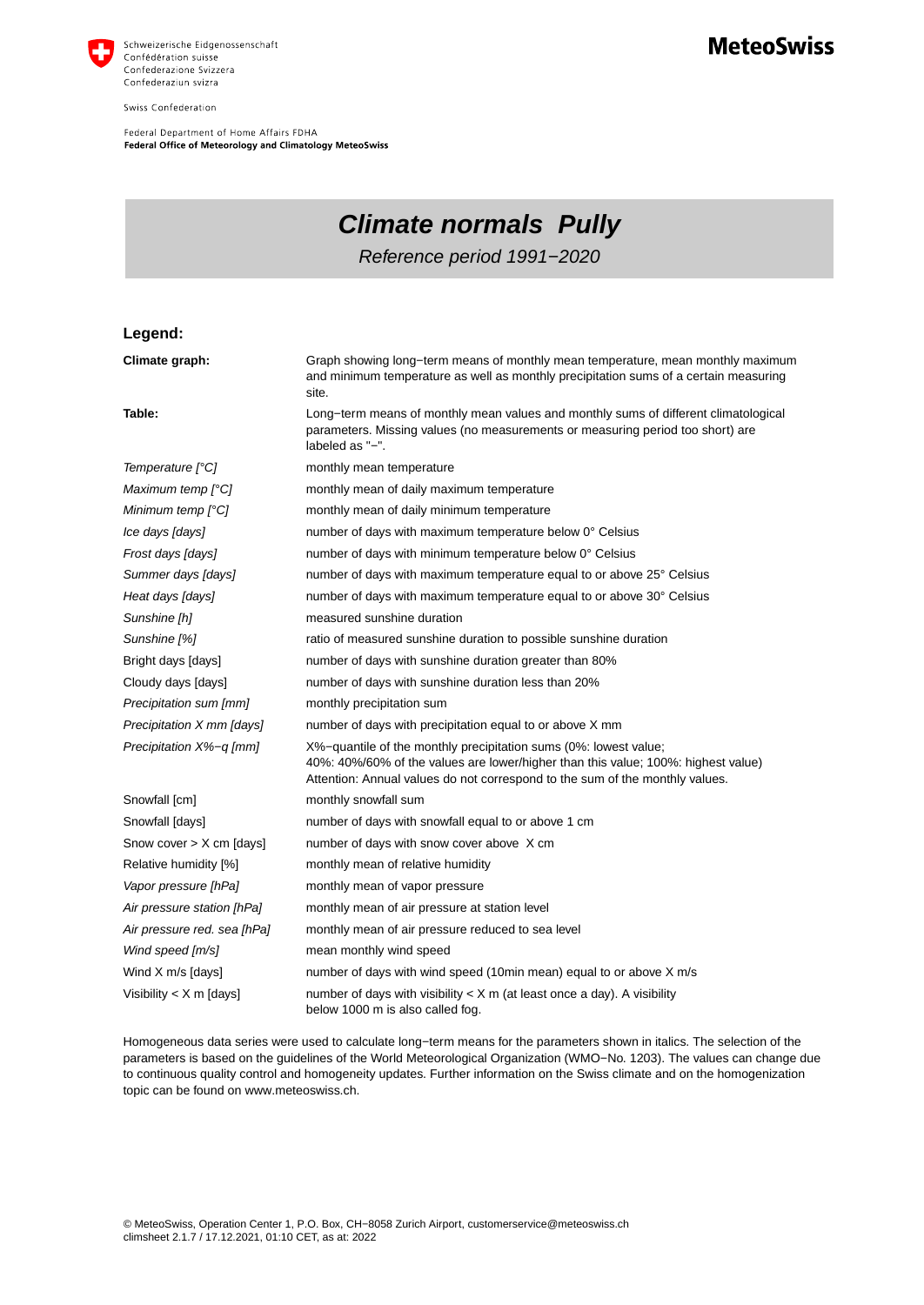Schweizerische Eidgenossenschaft
Confédération suisse
Confederazione Svizzera
Confederaziun svizra

Swiss Confederation

Federal Department of Home Affairs FDHA
**Federal Office of Meteorology and Climatology MeteoSwiss**

**MeteoSwiss**

# *Climate normals  Pully*

*Reference period 1991−2020*

## Legend:

| | |
|---|---|
| **Climate graph:** | Graph showing long−term means of monthly mean temperature, mean monthly maximum and minimum temperature as well as monthly precipitation sums of a certain measuring site. |
| **Table:** | Long−term means of monthly mean values and monthly sums of different climatological parameters. Missing values (no measurements or measuring period too short) are labeled as "−". |
| *Temperature [°C]* | monthly mean temperature |
| *Maximum temp [°C]* | monthly mean of daily maximum temperature |
| *Minimum temp [°C]* | monthly mean of daily minimum temperature |
| *Ice days [days]* | number of days with maximum temperature below 0° Celsius |
| *Frost days [days]* | number of days with minimum temperature below 0° Celsius |
| *Summer days [days]* | number of days with maximum temperature equal to or above 25° Celsius |
| *Heat days [days]* | number of days with maximum temperature equal to or above 30° Celsius |
| *Sunshine [h]* | measured sunshine duration |
| *Sunshine [%]* | ratio of measured sunshine duration to possible sunshine duration |
| Bright days [days] | number of days with sunshine duration greater than 80% |
| Cloudy days [days] | number of days with sunshine duration less than 20% |
| *Precipitation sum [mm]* | monthly precipitation sum |
| *Precipitation X mm [days]* | number of days with precipitation equal to or above X mm |
| *Precipitation X%−q [mm]* | X%−quantile of the monthly precipitation sums (0%: lowest value; 40%: 40%/60% of the values are lower/higher than this value; 100%: highest value) Attention: Annual values do not correspond to the sum of the monthly values. |
| Snowfall [cm] | monthly snowfall sum |
| Snowfall [days] | number of days with snowfall equal to or above 1 cm |
| Snow cover > X cm [days] | number of days with snow cover above X cm |
| Relative humidity [%] | monthly mean of relative humidity |
| *Vapor pressure [hPa]* | monthly mean of vapor pressure |
| *Air pressure station [hPa]* | monthly mean of air pressure at station level |
| *Air pressure red. sea [hPa]* | monthly mean of air pressure reduced to sea level |
| *Wind speed [m/s]* | mean monthly wind speed |
| Wind X m/s [days] | number of days with wind speed (10min mean) equal to or above X m/s |
| Visibility < X m [days] | number of days with visibility < X m (at least once a day). A visibility below 1000 m is also called fog. |

Homogeneous data series were used to calculate long−term means for the parameters shown in italics. The selection of the parameters is based on the guidelines of the World Meteorological Organization (WMO−No. 1203). The values can change due to continuous quality control and homogeneity updates. Further information on the Swiss climate and on the homogenization topic can be found on www.meteoswiss.ch.

© MeteoSwiss, Operation Center 1, P.O. Box, CH−8058 Zurich Airport, customerservice@meteoswiss.ch
climsheet 2.1.7 / 17.12.2021, 01:10 CET, as at: 2022